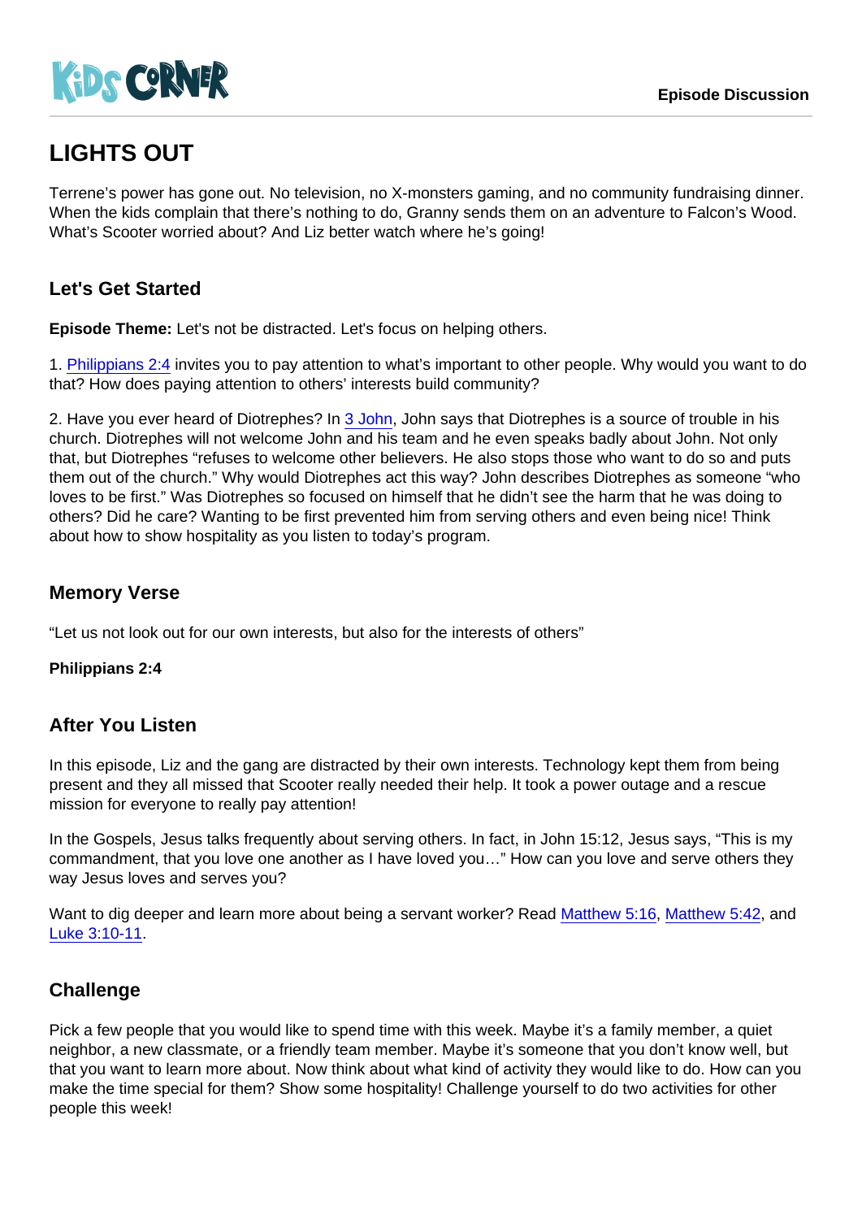KiDS CORNER

Episode Discussion

# LIGHTS OUT

Terrene's power has gone out. No television, no X-monsters gaming, and no community fundraising dinner. When the kids complain that there's nothing to do, Granny sends them on an adventure to Falcon's Wood. What's Scooter worried about? And Liz better watch where he's going!

## Let's Get Started

**Episode Theme:** Let's not be distracted. Let's focus on helping others.

1. Philippians 2:4 invites you to pay attention to what's important to other people. Why would you want to do that? How does paying attention to others' interests build community?

2. Have you ever heard of Diotrephes? In 3 John, John says that Diotrephes is a source of trouble in his church. Diotrephes will not welcome John and his team and he even speaks badly about John. Not only that, but Diotrephes "refuses to welcome other believers. He also stops those who want to do so and puts them out of the church." Why would Diotrephes act this way? John describes Diotrephes as someone "who loves to be first." Was Diotrephes so focused on himself that he didn't see the harm that he was doing to others? Did he care? Wanting to be first prevented him from serving others and even being nice! Think about how to show hospitality as you listen to today's program.

## Memory Verse

"Let us not look out for our own interests, but also for the interests of others"

**Philippians 2:4**

## After You Listen

In this episode, Liz and the gang are distracted by their own interests. Technology kept them from being present and they all missed that Scooter really needed their help. It took a power outage and a rescue mission for everyone to really pay attention!

In the Gospels, Jesus talks frequently about serving others. In fact, in John 15:12, Jesus says, "This is my commandment, that you love one another as I have loved you…" How can you love and serve others they way Jesus loves and serves you?

Want to dig deeper and learn more about being a servant worker? Read Matthew 5:16, Matthew 5:42, and Luke 3:10-11.

## Challenge

Pick a few people that you would like to spend time with this week. Maybe it's a family member, a quiet neighbor, a new classmate, or a friendly team member. Maybe it's someone that you don't know well, but that you want to learn more about. Now think about what kind of activity they would like to do. How can you make the time special for them? Show some hospitality! Challenge yourself to do two activities for other people this week!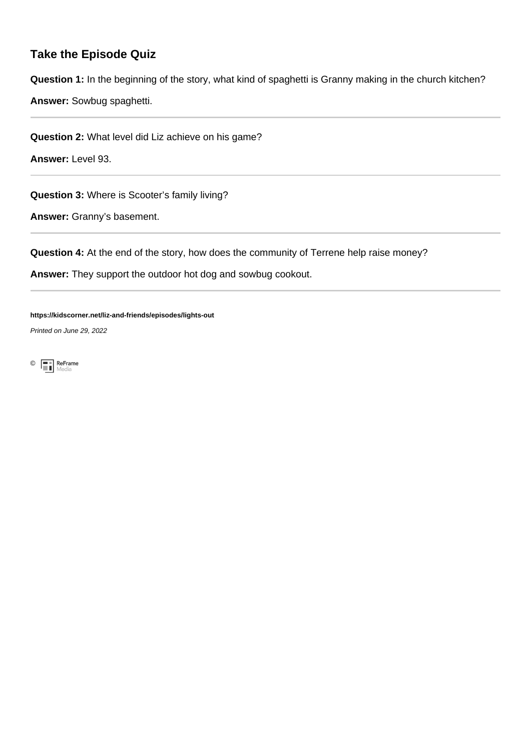## Take the Episode Quiz

**Question 1:** In the beginning of the story, what kind of spaghetti is Granny making in the church kitchen?

**Answer:** Sowbug spaghetti.

---

**Question 2:** What level did Liz achieve on his game?

**Answer:** Level 93.

---

**Question 3:** Where is Scooter's family living?

**Answer:** Granny's basement.

---

**Question 4:** At the end of the story, how does the community of Terrene help raise money?

**Answer:** They support the outdoor hot dog and sowbug cookout.

---

**https://kidscorner.net/liz-and-friends/episodes/lights-out**

*Printed on June 29, 2022*

© ReFrame Media